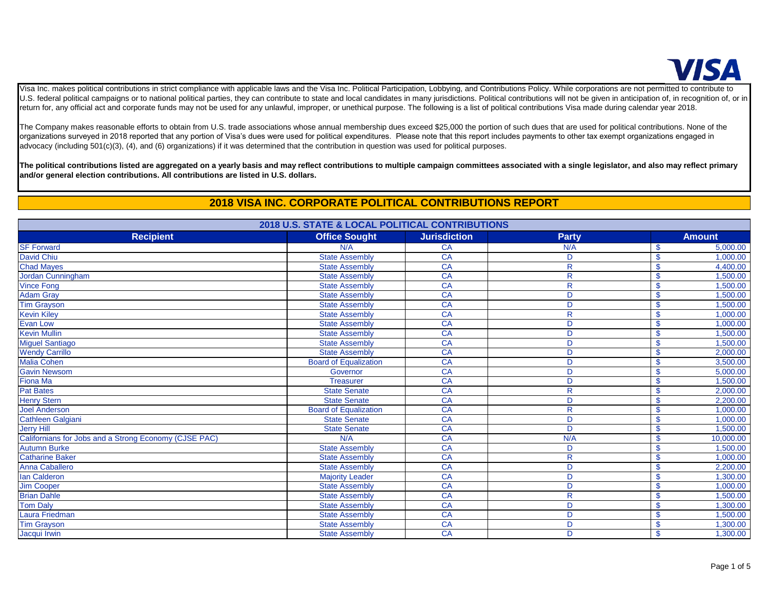VISA

Visa Inc. makes political contributions in strict compliance with applicable laws and the Visa Inc. Political Participation, Lobbying, and Contributions Policy. While corporations are not permitted to contribute to U.S. federal political campaigns or to national political parties, they can contribute to state and local candidates in many jurisdictions. Political contributions will not be given in anticipation of, in recognition of, or in return for, any official act and corporate funds may not be used for any unlawful, improper, or unethical purpose. The following is a list of political contributions Visa made during calendar year 2018.

The Company makes reasonable efforts to obtain from U.S. trade associations whose annual membership dues exceed $25,000 the portion of such dues that are used for political contributions. None of the organizations surveyed in 2018 reported that any portion of Visa's dues were used for political expenditures. Please note that this report includes payments to other tax exempt organizations engaged in advocacy (including 501(c)(3), (4), and (6) organizations) if it was determined that the contribution in question was used for political purposes.

**The political contributions listed are aggregated on a yearly basis and may reflect contributions to multiple campaign committees associated with a single legislator, and also may reflect primary and/or general election contributions. All contributions are listed in U.S. dollars.**

# 2018 VISA INC. CORPORATE POLITICAL CONTRIBUTIONS REPORT

## 2018 U.S. STATE & LOCAL POLITICAL CONTRIBUTIONS

| Recipient | Office Sought | Jurisdiction | Party | Amount |
|---|---|---|---|---|
| SF Forward | N/A | CA | N/A | $ 5,000.00 |
| David Chiu | State Assembly | CA | D | $ 1,000.00 |
| Chad Mayes | State Assembly | CA | R | $ 4,400.00 |
| Jordan Cunningham | State Assembly | CA | R | $ 1,500.00 |
| Vince Fong | State Assembly | CA | R | $ 1,500.00 |
| Adam Gray | State Assembly | CA | D | $ 1,500.00 |
| Tim Grayson | State Assembly | CA | D | $ 1,500.00 |
| Kevin Kiley | State Assembly | CA | R | $ 1,000.00 |
| Evan Low | State Assembly | CA | D | $ 1,000.00 |
| Kevin Mullin | State Assembly | CA | D | $ 1,500.00 |
| Miguel Santiago | State Assembly | CA | D | $ 1,500.00 |
| Wendy Carrillo | State Assembly | CA | D | $ 2,000.00 |
| Malia Cohen | Board of Equalization | CA | D | $ 3,500.00 |
| Gavin Newsom | Governor | CA | D | $ 5,000.00 |
| Fiona Ma | Treasurer | CA | D | $ 1,500.00 |
| Pat Bates | State Senate | CA | R | $ 2,000.00 |
| Henry Stern | State Senate | CA | D | $ 2,200.00 |
| Joel Anderson | Board of Equalization | CA | R | $ 1,000.00 |
| Cathleen Galgiani | State Senate | CA | D | $ 1,000.00 |
| Jerry Hill | State Senate | CA | D | $ 1,500.00 |
| Californians for Jobs and a Strong Economy (CJSE PAC) | N/A | CA | N/A | $ 10,000.00 |
| Autumn Burke | State Assembly | CA | D | $ 1,500.00 |
| Catharine Baker | State Assembly | CA | R | $ 1,000.00 |
| Anna Caballero | State Assembly | CA | D | $ 2,200.00 |
| Ian Calderon | Majority Leader | CA | D | $ 1,300.00 |
| Jim Cooper | State Assembly | CA | D | $ 1,000.00 |
| Brian Dahle | State Assembly | CA | R | $ 1,500.00 |
| Tom Daly | State Assembly | CA | D | $ 1,300.00 |
| Laura Friedman | State Assembly | CA | D | $ 1,500.00 |
| Tim Grayson | State Assembly | CA | D | $ 1,300.00 |
| Jacqui Irwin | State Assembly | CA | D | $ 1,300.00 |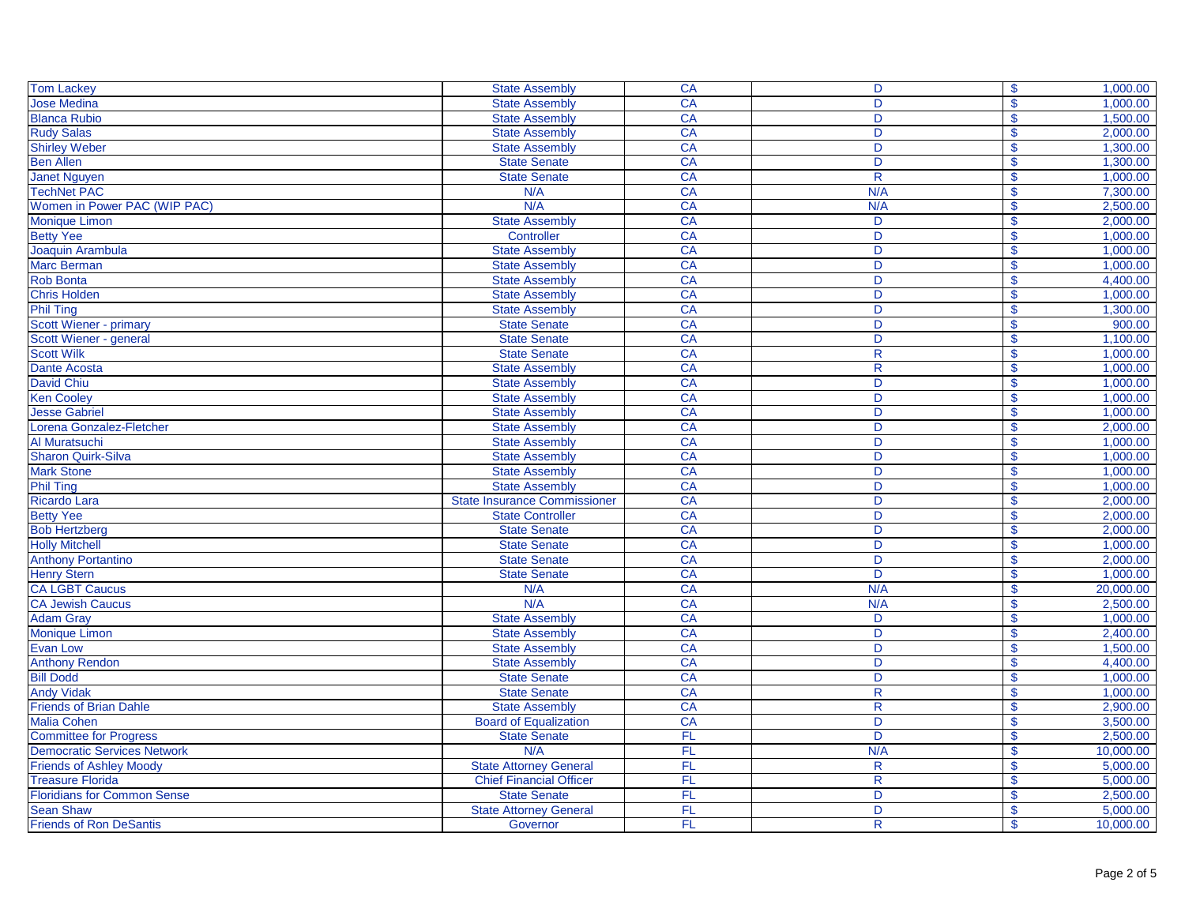| | | | | | |
|---|---|---|---|---|---|
| Tom Lackey | State Assembly | CA | D | $ | 1,000.00 |
| Jose Medina | State Assembly | CA | D | $ | 1,000.00 |
| Blanca Rubio | State Assembly | CA | D | $ | 1,500.00 |
| Rudy Salas | State Assembly | CA | D | $ | 2,000.00 |
| Shirley Weber | State Assembly | CA | D | $ | 1,300.00 |
| Ben Allen | State Senate | CA | D | $ | 1,300.00 |
| Janet Nguyen | State Senate | CA | R | $ | 1,000.00 |
| TechNet PAC | N/A | CA | N/A | $ | 7,300.00 |
| Women in Power PAC (WIP PAC) | N/A | CA | N/A | $ | 2,500.00 |
| Monique Limon | State Assembly | CA | D | $ | 2,000.00 |
| Betty Yee | Controller | CA | D | $ | 1,000.00 |
| Joaquin Arambula | State Assembly | CA | D | $ | 1,000.00 |
| Marc Berman | State Assembly | CA | D | $ | 1,000.00 |
| Rob Bonta | State Assembly | CA | D | $ | 4,400.00 |
| Chris Holden | State Assembly | CA | D | $ | 1,000.00 |
| Phil Ting | State Assembly | CA | D | $ | 1,300.00 |
| Scott Wiener - primary | State Senate | CA | D | $ | 900.00 |
| Scott Wiener - general | State Senate | CA | D | $ | 1,100.00 |
| Scott Wilk | State Senate | CA | R | $ | 1,000.00 |
| Dante Acosta | State Assembly | CA | R | $ | 1,000.00 |
| David Chiu | State Assembly | CA | D | $ | 1,000.00 |
| Ken Cooley | State Assembly | CA | D | $ | 1,000.00 |
| Jesse Gabriel | State Assembly | CA | D | $ | 1,000.00 |
| Lorena Gonzalez-Fletcher | State Assembly | CA | D | $ | 2,000.00 |
| Al Muratsuchi | State Assembly | CA | D | $ | 1,000.00 |
| Sharon Quirk-Silva | State Assembly | CA | D | $ | 1,000.00 |
| Mark Stone | State Assembly | CA | D | $ | 1,000.00 |
| Phil Ting | State Assembly | CA | D | $ | 1,000.00 |
| Ricardo Lara | State Insurance Commissioner | CA | D | $ | 2,000.00 |
| Betty Yee | State Controller | CA | D | $ | 2,000.00 |
| Bob Hertzberg | State Senate | CA | D | $ | 2,000.00 |
| Holly Mitchell | State Senate | CA | D | $ | 1,000.00 |
| Anthony Portantino | State Senate | CA | D | $ | 2,000.00 |
| Henry Stern | State Senate | CA | D | $ | 1,000.00 |
| CA LGBT Caucus | N/A | CA | N/A | $ | 20,000.00 |
| CA Jewish Caucus | N/A | CA | N/A | $ | 2,500.00 |
| Adam Gray | State Assembly | CA | D | $ | 1,000.00 |
| Monique Limon | State Assembly | CA | D | $ | 2,400.00 |
| Evan Low | State Assembly | CA | D | $ | 1,500.00 |
| Anthony Rendon | State Assembly | CA | D | $ | 4,400.00 |
| Bill Dodd | State Senate | CA | D | $ | 1,000.00 |
| Andy Vidak | State Senate | CA | R | $ | 1,000.00 |
| Friends of Brian Dahle | State Assembly | CA | R | $ | 2,900.00 |
| Malia Cohen | Board of Equalization | CA | D | $ | 3,500.00 |
| Committee for Progress | State Senate | FL | D | $ | 2,500.00 |
| Democratic Services Network | N/A | FL | N/A | $ | 10,000.00 |
| Friends of Ashley Moody | State Attorney General | FL | R | $ | 5,000.00 |
| Treasure Florida | Chief Financial Officer | FL | R | $ | 5,000.00 |
| Floridians for Common Sense | State Senate | FL | D | $ | 2,500.00 |
| Sean Shaw | State Attorney General | FL | D | $ | 5,000.00 |
| Friends of Ron DeSantis | Governor | FL | R | $ | 10,000.00 |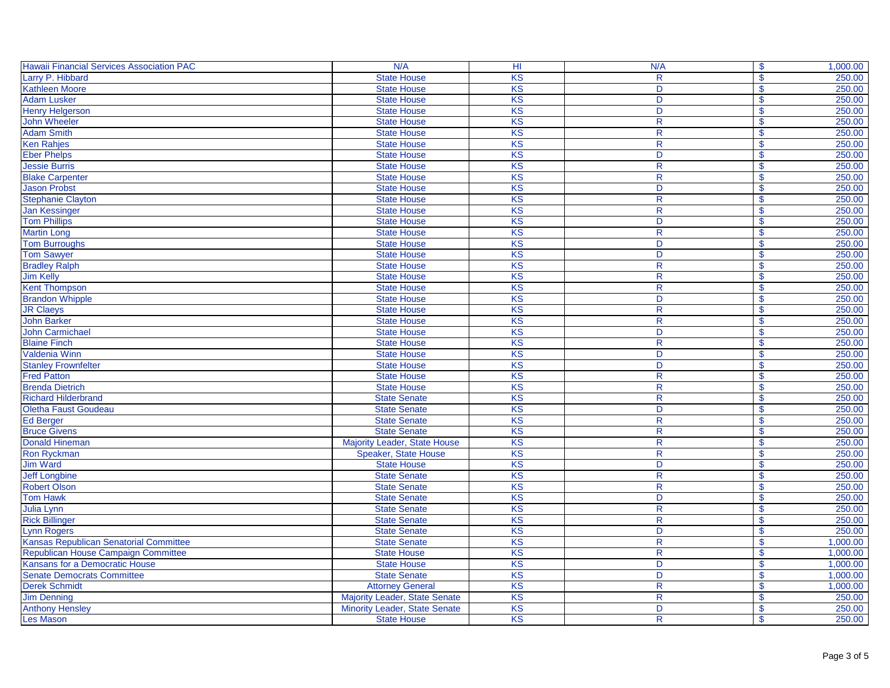| Hawaii Financial Services Association PAC | N/A | HI | N/A | $ 1,000.00 |
|---|---|---|---|---|
| Larry P. Hibbard | State House | KS | R | $ 250.00 |
| Kathleen Moore | State House | KS | D | $ 250.00 |
| Adam Lusker | State House | KS | D | $ 250.00 |
| Henry Helgerson | State House | KS | D | $ 250.00 |
| John Wheeler | State House | KS | R | $ 250.00 |
| Adam Smith | State House | KS | R | $ 250.00 |
| Ken Rahjes | State House | KS | R | $ 250.00 |
| Eber Phelps | State House | KS | D | $ 250.00 |
| Jessie Burris | State House | KS | R | $ 250.00 |
| Blake Carpenter | State House | KS | R | $ 250.00 |
| Jason Probst | State House | KS | D | $ 250.00 |
| Stephanie Clayton | State House | KS | R | $ 250.00 |
| Jan Kessinger | State House | KS | R | $ 250.00 |
| Tom Phillips | State House | KS | D | $ 250.00 |
| Martin Long | State House | KS | R | $ 250.00 |
| Tom Burroughs | State House | KS | D | $ 250.00 |
| Tom Sawyer | State House | KS | D | $ 250.00 |
| Bradley Ralph | State House | KS | R | $ 250.00 |
| Jim Kelly | State House | KS | R | $ 250.00 |
| Kent Thompson | State House | KS | R | $ 250.00 |
| Brandon Whipple | State House | KS | D | $ 250.00 |
| JR Claeys | State House | KS | R | $ 250.00 |
| John Barker | State House | KS | R | $ 250.00 |
| John Carmichael | State House | KS | D | $ 250.00 |
| Blaine Finch | State House | KS | R | $ 250.00 |
| Valdenia Winn | State House | KS | D | $ 250.00 |
| Stanley Frownfelter | State House | KS | D | $ 250.00 |
| Fred Patton | State House | KS | R | $ 250.00 |
| Brenda Dietrich | State House | KS | R | $ 250.00 |
| Richard Hilderbrand | State Senate | KS | R | $ 250.00 |
| Oletha Faust Goudeau | State Senate | KS | D | $ 250.00 |
| Ed Berger | State Senate | KS | R | $ 250.00 |
| Bruce Givens | State Senate | KS | R | $ 250.00 |
| Donald Hineman | Majority Leader, State House | KS | R | $ 250.00 |
| Ron Ryckman | Speaker, State House | KS | R | $ 250.00 |
| Jim Ward | State House | KS | D | $ 250.00 |
| Jeff Longbine | State Senate | KS | R | $ 250.00 |
| Robert Olson | State Senate | KS | R | $ 250.00 |
| Tom Hawk | State Senate | KS | D | $ 250.00 |
| Julia Lynn | State Senate | KS | R | $ 250.00 |
| Rick Billinger | State Senate | KS | R | $ 250.00 |
| Lynn Rogers | State Senate | KS | D | $ 250.00 |
| Kansas Republican Senatorial Committee | State Senate | KS | R | $ 1,000.00 |
| Republican House Campaign Committee | State House | KS | R | $ 1,000.00 |
| Kansans for a Democratic House | State House | KS | D | $ 1,000.00 |
| Senate Democrats Committee | State Senate | KS | D | $ 1,000.00 |
| Derek Schmidt | Attorney General | KS | R | $ 1,000.00 |
| Jim Denning | Majority Leader, State Senate | KS | R | $ 250.00 |
| Anthony Hensley | Minority Leader, State Senate | KS | D | $ 250.00 |
| Les Mason | State House | KS | R | $ 250.00 |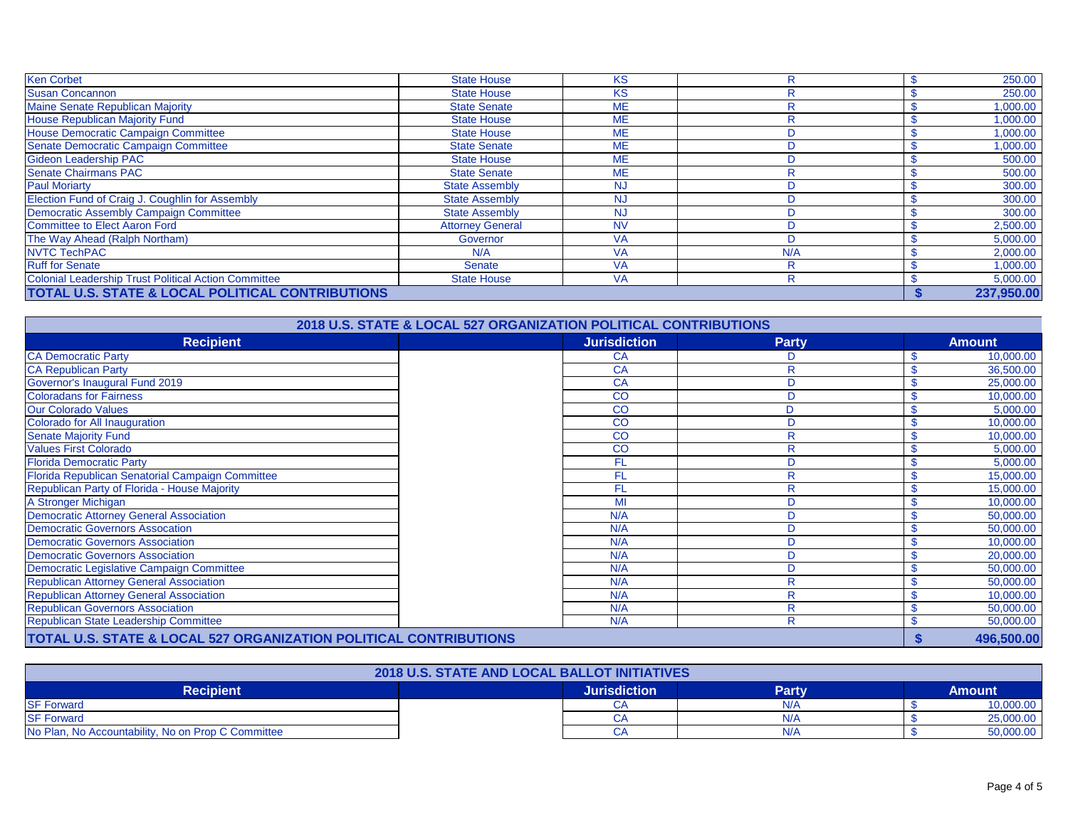| | | | | |
|---|---|---|---|---|
| Ken Corbet | State House | KS | R | $ 250.00 |
| Susan Concannon | State House | KS | R | $ 250.00 |
| Maine Senate Republican Majority | State Senate | ME | R | $ 1,000.00 |
| House Republican Majority Fund | State House | ME | R | $ 1,000.00 |
| House Democratic Campaign Committee | State House | ME | D | $ 1,000.00 |
| Senate Democratic Campaign Committee | State Senate | ME | D | $ 1,000.00 |
| Gideon Leadership PAC | State House | ME | D | $ 500.00 |
| Senate Chairmans PAC | State Senate | ME | R | $ 500.00 |
| Paul Moriarty | State Assembly | NJ | D | $ 300.00 |
| Election Fund of Craig J. Coughlin for Assembly | State Assembly | NJ | D | $ 300.00 |
| Democratic Assembly Campaign Committee | State Assembly | NJ | D | $ 300.00 |
| Committee to Elect Aaron Ford | Attorney General | NV | D | $ 2,500.00 |
| The Way Ahead (Ralph Northam) | Governor | VA | D | $ 5,000.00 |
| NVTC TechPAC | N/A | VA | N/A | $ 2,000.00 |
| Ruff for Senate | Senate | VA | R | $ 1,000.00 |
| Colonial Leadership Trust Political Action Committee | State House | VA | R | $ 5,000.00 |
| **TOTAL U.S. STATE & LOCAL POLITICAL CONTRIBUTIONS** | | | | **$ 237,950.00** |

## 2018 U.S. STATE & LOCAL 527 ORGANIZATION POLITICAL CONTRIBUTIONS

| Recipient | | Jurisdiction | Party | Amount |
|---|---|---|---|---|
| CA Democratic Party | | CA | D | $ 10,000.00 |
| CA Republican Party | | CA | R | $ 36,500.00 |
| Governor's Inaugural Fund 2019 | | CA | D | $ 25,000.00 |
| Coloradans for Fairness | | CO | D | $ 10,000.00 |
| Our Colorado Values | | CO | D | $ 5,000.00 |
| Colorado for All Inauguration | | CO | D | $ 10,000.00 |
| Senate Majority Fund | | CO | R | $ 10,000.00 |
| Values First Colorado | | CO | R | $ 5,000.00 |
| Florida Democratic Party | | FL | D | $ 5,000.00 |
| Florida Republican Senatorial Campaign Committee | | FL | R | $ 15,000.00 |
| Republican Party of Florida - House Majority | | FL | R | $ 15,000.00 |
| A Stronger Michigan | | MI | D | $ 10,000.00 |
| Democratic Attorney General Association | | N/A | D | $ 50,000.00 |
| Democratic Governors Assocation | | N/A | D | $ 50,000.00 |
| Democratic Governors Association | | N/A | D | $ 10,000.00 |
| Democratic Governors Association | | N/A | D | $ 20,000.00 |
| Democratic Legislative Campaign Committee | | N/A | D | $ 50,000.00 |
| Republican Attorney General Association | | N/A | R | $ 50,000.00 |
| Republican Attorney General Association | | N/A | R | $ 10,000.00 |
| Republican Governors Association | | N/A | R | $ 50,000.00 |
| Republican State Leadership Committee | | N/A | R | $ 50,000.00 |
| **TOTAL U.S. STATE & LOCAL 527 ORGANIZATION POLITICAL CONTRIBUTIONS** | | | | **$ 496,500.00** |

## 2018 U.S. STATE AND LOCAL BALLOT INITIATIVES

| Recipient | | Jurisdiction | Party | Amount |
|---|---|---|---|---|
| SF Forward | | CA | N/A | $ 10,000.00 |
| SF Forward | | CA | N/A | $ 25,000.00 |
| No Plan, No Accountability, No on Prop C Committee | | CA | N/A | $ 50,000.00 |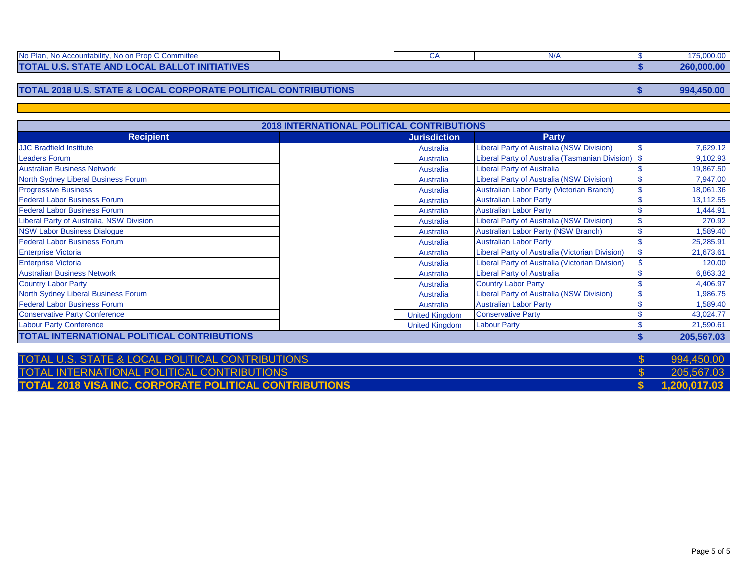| | | | |
|---|---|---|---|
| No Plan, No Accountability, No on Prop C Committee | CA | N/A | $ 175,000.00 |
| **TOTAL U.S. STATE AND LOCAL BALLOT INITIATIVES** | | | **$ 260,000.00** |

| | |
|---|---|
| **TOTAL 2018 U.S. STATE & LOCAL CORPORATE POLITICAL CONTRIBUTIONS** | **$ 994,450.00** |

**2018 INTERNATIONAL POLITICAL CONTRIBUTIONS**

| Recipient | Jurisdiction | Party | |
|---|---|---|---|
| JJC Bradfield Institute | Australia | Liberal Party of Australia (NSW Division) | $ 7,629.12 |
| Leaders Forum | Australia | Liberal Party of Australia (Tasmanian Division) | $ 9,102.93 |
| Australian Business Network | Australia | Liberal Party of Australia | $ 19,867.50 |
| North Sydney Liberal Business Forum | Australia | Liberal Party of Australia (NSW Division) | $ 7,947.00 |
| Progressive Business | Australia | Australian Labor Party (Victorian Branch) | $ 18,061.36 |
| Federal Labor Business Forum | Australia | Australian Labor Party | $ 13,112.55 |
| Federal Labor Business Forum | Australia | Australian Labor Party | $ 1,444.91 |
| Liberal Party of Australia, NSW Division | Australia | Liberal Party of Australia (NSW Division) | $ 270.92 |
| NSW Labor Business Dialogue | Australia | Australian Labor Party (NSW Branch) | $ 1,589.40 |
| Federal Labor Business Forum | Australia | Australian Labor Party | $ 25,285.91 |
| Enterprise Victoria | Australia | Liberal Party of Australia (Victorian Division) | $ 21,673.61 |
| Enterprise Victoria | Australia | Liberal Party of Australia (Victorian Division) | $ 120.00 |
| Australian Business Network | Australia | Liberal Party of Australia | $ 6,863.32 |
| Country Labor Party | Australia | Country Labor Party | $ 4,406.97 |
| North Sydney Liberal Business Forum | Australia | Liberal Party of Australia (NSW Division) | $ 1,986.75 |
| Federal Labor Business Forum | Australia | Australian Labor Party | $ 1,589.40 |
| Conservative Party Conference | United Kingdom | Conservative Party | $ 43,024.77 |
| Labour Party Conference | United Kingdom | Labour Party | $ 21,590.61 |
| **TOTAL INTERNATIONAL POLITICAL CONTRIBUTIONS** | | | **$ 205,567.03** |

| | |
|---|---|
| TOTAL U.S. STATE & LOCAL POLITICAL CONTRIBUTIONS | $ 994,450.00 |
| TOTAL INTERNATIONAL POLITICAL CONTRIBUTIONS | $ 205,567.03 |
| **TOTAL 2018 VISA INC. CORPORATE POLITICAL CONTRIBUTIONS** | **$ 1,200,017.03** |